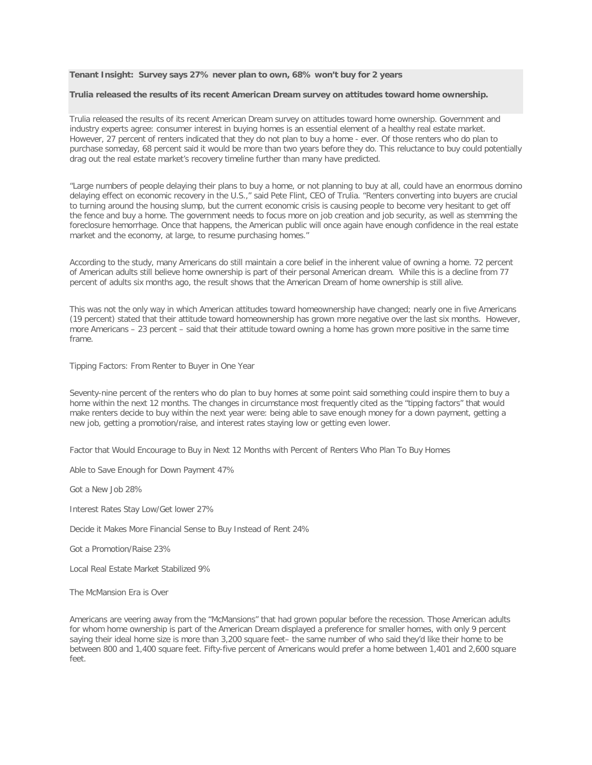**Tenant Insight: Survey says 27% never plan to own, 68% won't buy for 2 years**

**Trulia released the results of its recent American Dream survey on attitudes toward home ownership.**

Trulia released the results of its recent American Dream survey on attitudes toward home ownership. Government and industry experts agree: consumer interest in buying homes is an essential element of a healthy real estate market. However, 27 percent of renters indicated that they do not plan to buy a home - ever. Of those renters who do plan to purchase someday, 68 percent said it would be more than two years before they do. This reluctance to buy could potentially drag out the real estate market's recovery timeline further than many have predicted.

"Large numbers of people delaying their plans to buy a home, or not planning to buy at all, could have an enormous domino delaying effect on economic recovery in the U.S.," said Pete Flint, CEO of Trulia. "Renters converting into buyers are crucial to turning around the housing slump, but the current economic crisis is causing people to become very hesitant to get off the fence and buy a home. The government needs to focus more on job creation and job security, as well as stemming the foreclosure hemorrhage. Once that happens, the American public will once again have enough confidence in the real estate market and the economy, at large, to resume purchasing homes."

According to the study, many Americans do still maintain a core belief in the inherent value of owning a home. 72 percent of American adults still believe home ownership is part of their personal American dream. While this is a decline from 77 percent of adults six months ago, the result shows that the American Dream of home ownership is still alive.

This was not the only way in which American attitudes toward homeownership have changed; nearly one in five Americans (19 percent) stated that their attitude toward homeownership has grown more negative over the last six months. However, more Americans – 23 percent – said that their attitude toward owning a home has grown more positive in the same time frame.

Tipping Factors: From Renter to Buyer in One Year

Seventy-nine percent of the renters who do plan to buy homes at some point said something could inspire them to buy a home within the next 12 months. The changes in circumstance most frequently cited as the "tipping factors" that would make renters decide to buy within the next year were: being able to save enough money for a down payment, getting a new job, getting a promotion/raise, and interest rates staying low or getting even lower.

Factor that Would Encourage to Buy in Next 12 Months with Percent of Renters Who Plan To Buy Homes

Able to Save Enough for Down Payment 47%

Got a New Job 28%

Interest Rates Stay Low/Get lower 27%

Decide it Makes More Financial Sense to Buy Instead of Rent 24%

Got a Promotion/Raise 23%

Local Real Estate Market Stabilized 9%

The McMansion Era is Over

Americans are veering away from the "McMansions" that had grown popular before the recession. Those American adults for whom home ownership is part of the American Dream displayed a preference for smaller homes, with only 9 percent saying their ideal home size is more than 3,200 square feet– the same number of who said they'd like their home to be between 800 and 1,400 square feet. Fifty-five percent of Americans would prefer a home between 1,401 and 2,600 square feet.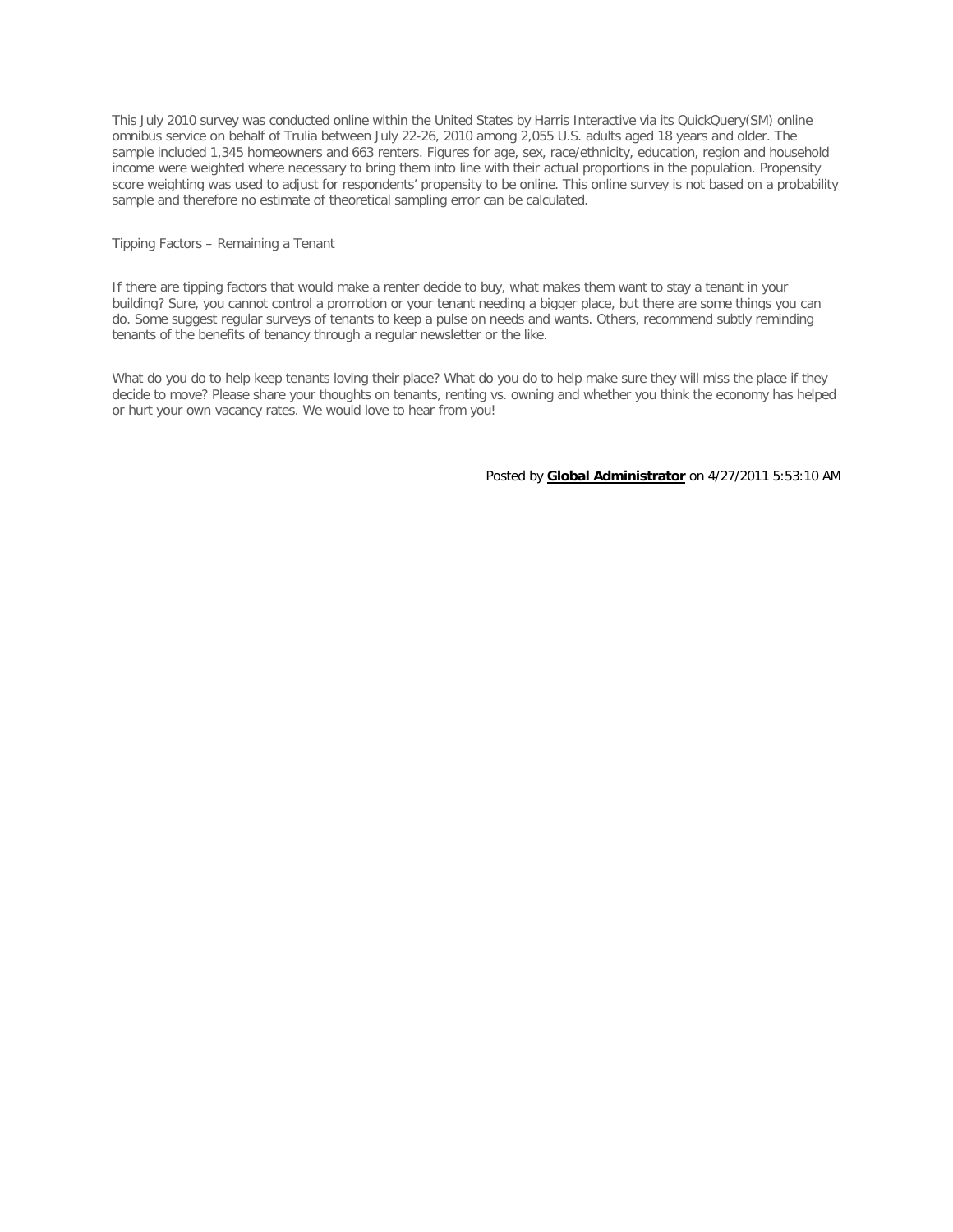This July 2010 survey was conducted online within the United States by Harris Interactive via its QuickQuery(SM) online omnibus service on behalf of Trulia between July 22-26, 2010 among 2,055 U.S. adults aged 18 years and older. The sample included 1,345 homeowners and 663 renters. Figures for age, sex, race/ethnicity, education, region and household income were weighted where necessary to bring them into line with their actual proportions in the population. Propensity score weighting was used to adjust for respondents' propensity to be online. This online survey is not based on a probability sample and therefore no estimate of theoretical sampling error can be calculated.

Tipping Factors – Remaining a Tenant

If there are tipping factors that would make a renter decide to buy, what makes them want to stay a tenant in your building? Sure, you cannot control a promotion or your tenant needing a bigger place, but there are some things you can do. Some suggest regular surveys of tenants to keep a pulse on needs and wants. Others, recommend subtly reminding tenants of the benefits of tenancy through a regular newsletter or the like.

What do you do to help keep tenants loving their place? What do you do to help make sure they will miss the place if they decide to move? Please share your thoughts on tenants, renting vs. owning and whether you think the economy has helped or hurt your own vacancy rates. We would love to hear from you!

Posted by **Global Administrator** on 4/27/2011 5:53:10 AM